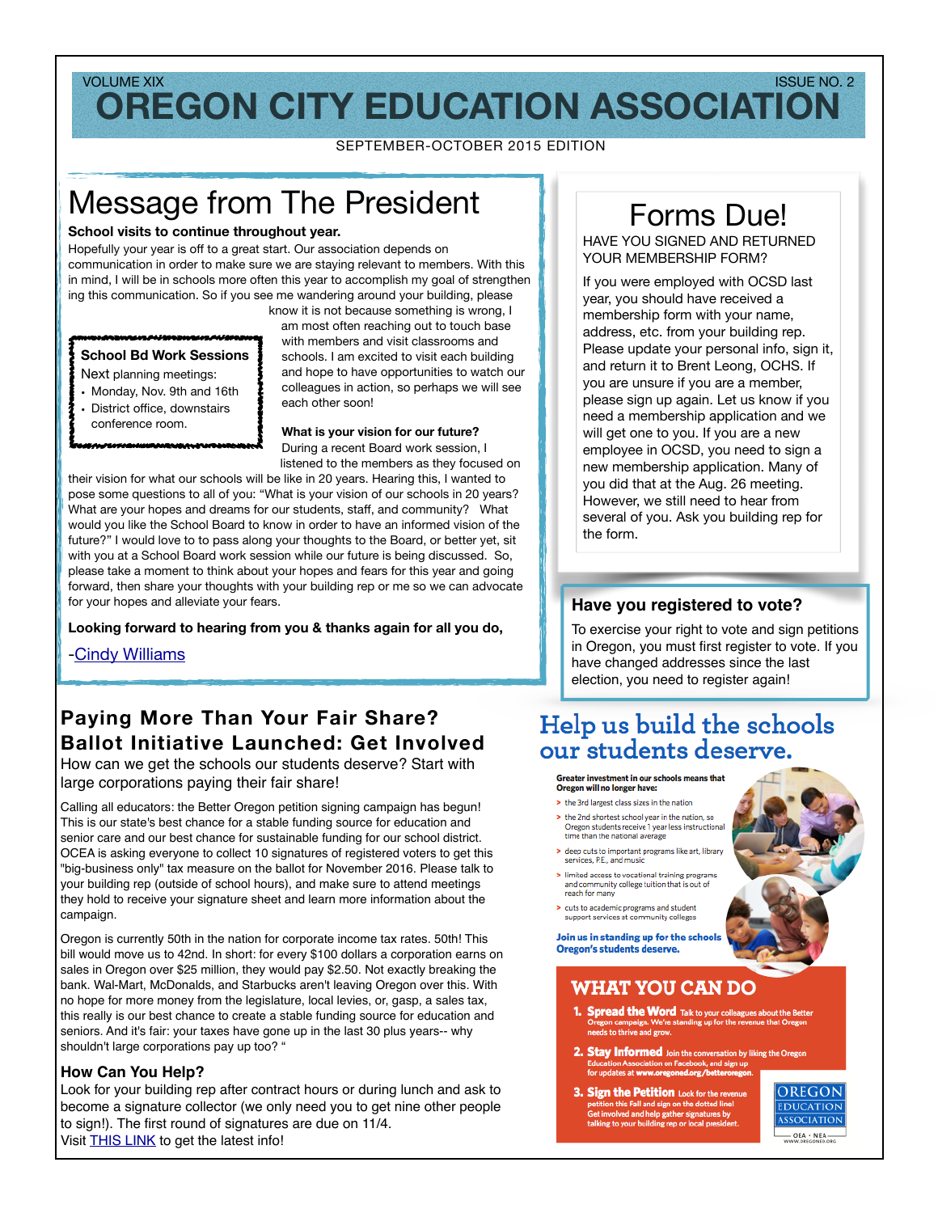VOLUME XIX ISSUE NO. 2

# OREGON CITY EDUCATION ASSOCIATION

SEPTEMBER-OCTOBER 2015 EDITION

## Message from The President

**School visits to continue throughout year.**

Hopefully your year is off to a great start. Our association depends on communication in order to make sure we are staying relevant to members. With this in mind, I will be in schools more often this year to accomplish my goal of strengthening this communication. So if you see me wandering around your building, please know it is not because something is wrong, I am most often reaching out to touch base with members and visit classrooms and schools. I am excited to visit each building and hope to have opportunities to watch our colleagues in action, so perhaps we will see each other soon!

**School Bd Work Sessions**

Next planning meetings:

- Monday, Nov. 9th and 16th
- District office, downstairs conference room.

**What is your vision for our future?**

During a recent Board work session, I listened to the members as they focused on their vision for what our schools will be like in 20 years. Hearing this, I wanted to pose some questions to all of you: "What is your vision of our schools in 20 years? What are your hopes and dreams for our students, staff, and community? What would you like the School Board to know in order to have an informed vision of the future?" I would love to to pass along your thoughts to the Board, or better yet, sit with you at a School Board work session while our future is being discussed. So, please take a moment to think about your hopes and fears for this year and going forward, then share your thoughts with your building rep or me so we can advocate for your hopes and alleviate your fears.

**Looking forward to hearing from you & thanks again for all you do,**

-Cindy Williams

## Forms Due!

HAVE YOU SIGNED AND RETURNED YOUR MEMBERSHIP FORM?

If you were employed with OCSD last year, you should have received a membership form with your name, address, etc. from your building rep. Please update your personal info, sign it, and return it to Brent Leong, OCHS. If you are unsure if you are a member, please sign up again. Let us know if you need a membership application and we will get one to you. If you are a new employee in OCSD, you need to sign a new membership application. Many of you did that at the Aug. 26 meeting. However, we still need to hear from several of you. Ask you building rep for the form.

### Have you registered to vote?

To exercise your right to vote and sign petitions in Oregon, you must first register to vote. If you have changed addresses since the last election, you need to register again!

## Paying More Than Your Fair Share? Ballot Initiative Launched: Get Involved

How can we get the schools our students deserve? Start with large corporations paying their fair share!

Calling all educators: the Better Oregon petition signing campaign has begun! This is our state's best chance for a stable funding source for education and senior care and our best chance for sustainable funding for our school district. OCEA is asking everyone to collect 10 signatures of registered voters to get this "big-business only" tax measure on the ballot for November 2016. Please talk to your building rep (outside of school hours), and make sure to attend meetings they hold to receive your signature sheet and learn more information about the campaign.

Oregon is currently 50th in the nation for corporate income tax rates. 50th! This bill would move us to 42nd. In short: for every $100 dollars a corporation earns on sales in Oregon over $25 million, they would pay $2.50. Not exactly breaking the bank. Wal-Mart, McDonalds, and Starbucks aren't leaving Oregon over this. With no hope for more money from the legislature, local levies, or, gasp, a sales tax, this really is our best chance to create a stable funding source for education and seniors. And it's fair: your taxes have gone up in the last 30 plus years-- why shouldn't large corporations pay up too? "

### How Can You Help?

Look for your building rep after contract hours or during lunch and ask to become a signature collector (we only need you to get nine other people to sign!). The first round of signatures are due on 11/4.

Visit THIS LINK to get the latest info!

## Help us build the schools our students deserve.

**Greater investment in our schools means that Oregon will no longer have:**

- the 3rd largest class sizes in the nation
- the 2nd shortest school year in the nation, so Oregon students receive 1 year less instructional time than the national average
- deep cuts to important programs like art, library services, P.E., and music
- limited access to vocational training programs and community college tuition that is out of reach for many
- cuts to academic programs and student support services at community colleges

**Join us in standing up for the schools Oregon's students deserve.**

### WHAT YOU CAN DO

1. **Spread the Word** Talk to your colleagues about the Better Oregon campaign. We're standing up for the revenue that Oregon needs to thrive and grow.
2. **Stay Informed** Join the conversation by liking the Oregon Education Association on Facebook, and sign up for updates at www.oregoned.org/betteroregon.
3. **Sign the Petition** Look for the revenue petition this Fall and sign on the dotted line! Get involved and help gather signatures by talking to your building rep or local president.

OREGON EDUCATION ASSOCIATION — OEA • NEA — WWW.OREGONED.ORG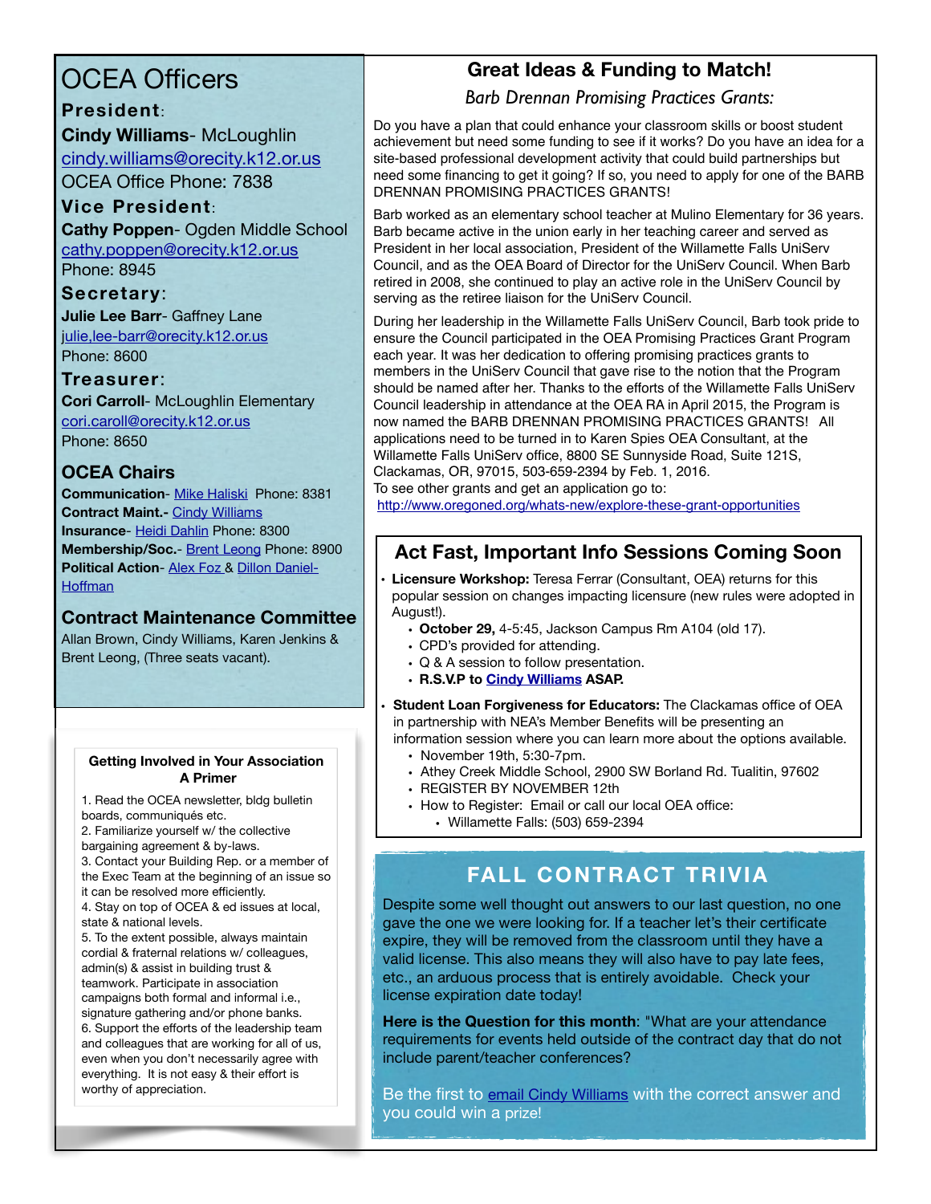# OCEA Officers

**President**:

**Cindy Williams**- McLoughlin

cindy.williams@orecity.k12.or.us

OCEA Office Phone: 7838

**Vice President**:

**Cathy Poppen**- Ogden Middle School

cathy.poppen@orecity.k12.or.us

Phone: 8945

**Secretary**:

**Julie Lee Barr**- Gaffney Lane

julie,lee-barr@orecity.k12.or.us

Phone: 8600

**Treasurer**:

**Cori Carroll**- McLoughlin Elementary

cori.caroll@orecity.k12.or.us

Phone: 8650

## OCEA Chairs

**Communication**- Mike Haliski Phone: 8381

**Contract Maint.**- Cindy Williams

**Insurance**- Heidi Dahlin Phone: 8300

**Membership/Soc.**- Brent Leong Phone: 8900

**Political Action**- Alex Foz & Dillon Daniel-Hoffman

## Contract Maintenance Committee

Allan Brown, Cindy Williams, Karen Jenkins & Brent Leong, (Three seats vacant).

### Getting Involved in Your Association A Primer

1. Read the OCEA newsletter, bldg bulletin boards, communiqués etc.
2. Familiarize yourself w/ the collective bargaining agreement & by-laws.
3. Contact your Building Rep. or a member of the Exec Team at the beginning of an issue so it can be resolved more efficiently.
4. Stay on top of OCEA & ed issues at local, state & national levels.
5. To the extent possible, always maintain cordial & fraternal relations w/ colleagues, admin(s) & assist in building trust & teamwork. Participate in association campaigns both formal and informal i.e., signature gathering and/or phone banks.
6. Support the efforts of the leadership team and colleagues that are working for all of us, even when you don't necessarily agree with everything. It is not easy & their effort is worthy of appreciation.

# Great Ideas & Funding to Match!

*Barb Drennan Promising Practices Grants:*

Do you have a plan that could enhance your classroom skills or boost student achievement but need some funding to see if it works? Do you have an idea for a site-based professional development activity that could build partnerships but need some financing to get it going? If so, you need to apply for one of the BARB DRENNAN PROMISING PRACTICES GRANTS!

Barb worked as an elementary school teacher at Mulino Elementary for 36 years. Barb became active in the union early in her teaching career and served as President in her local association, President of the Willamette Falls UniServ Council, and as the OEA Board of Director for the UniServ Council. When Barb retired in 2008, she continued to play an active role in the UniServ Council by serving as the retiree liaison for the UniServ Council.

During her leadership in the Willamette Falls UniServ Council, Barb took pride to ensure the Council participated in the OEA Promising Practices Grant Program each year. It was her dedication to offering promising practices grants to members in the UniServ Council that gave rise to the notion that the Program should be named after her. Thanks to the efforts of the Willamette Falls UniServ Council leadership in attendance at the OEA RA in April 2015, the Program is now named the BARB DRENNAN PROMISING PRACTICES GRANTS! All applications need to be turned in to Karen Spies OEA Consultant, at the Willamette Falls UniServ office, 8800 SE Sunnyside Road, Suite 121S, Clackamas, OR, 97015, 503-659-2394 by Feb. 1, 2016.
To see other grants and get an application go to:
http://www.oregoned.org/whats-new/explore-these-grant-opportunities

# Act Fast, Important Info Sessions Coming Soon

- **Licensure Workshop:** Teresa Ferrar (Consultant, OEA) returns for this popular session on changes impacting licensure (new rules were adopted in August!).
  - **October 29,** 4-5:45, Jackson Campus Rm A104 (old 17).
  - CPD's provided for attending.
  - Q & A session to follow presentation.
  - **R.S.V.P to Cindy Williams ASAP.**
- **Student Loan Forgiveness for Educators:** The Clackamas office of OEA in partnership with NEA's Member Benefits will be presenting an information session where you can learn more about the options available.
  - November 19th, 5:30-7pm.
  - Athey Creek Middle School, 2900 SW Borland Rd. Tualitin, 97602
  - REGISTER BY NOVEMBER 12th
  - How to Register: Email or call our local OEA office:
    - Willamette Falls: (503) 659-2394

# FALL CONTRACT TRIVIA

Despite some well thought out answers to our last question, no one gave the one we were looking for. If a teacher let's their certificate expire, they will be removed from the classroom until they have a valid license. This also means they will also have to pay late fees, etc., an arduous process that is entirely avoidable. Check your license expiration date today!

**Here is the Question for this month**: "What are your attendance requirements for events held outside of the contract day that do not include parent/teacher conferences?

Be the first to email Cindy Williams with the correct answer and you could win a prize!